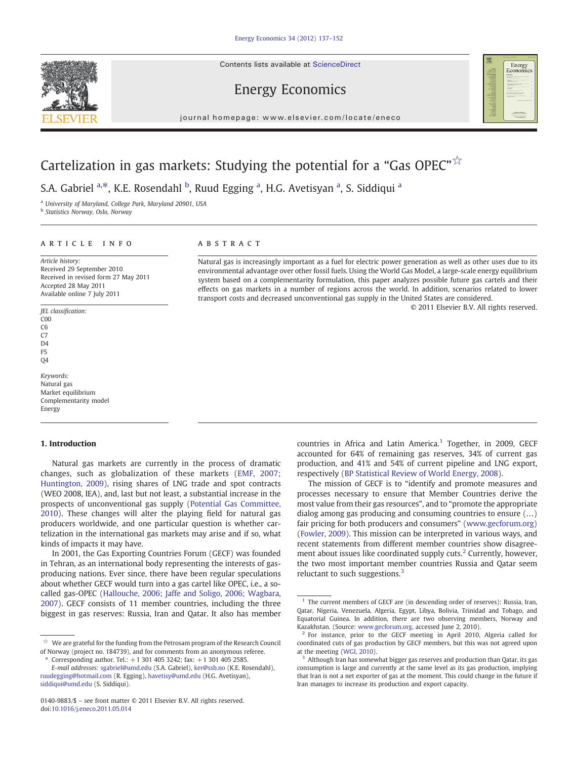# Cartelization in gas markets: Studying the potential for a "Gas OPEC"[☆]

S.A. Gabriel [a,*], K.E. Rosendahl [b], Ruud Egging [a], H.G. Avetisyan [a], S. Siddiqui [a]

[a] University of Maryland, College Park, Maryland 20901, USA
[b] Statistics Norway, Oslo, Norway

## ARTICLE INFO

*Article history:*
Received 29 September 2010
Received in revised form 27 May 2011
Accepted 28 May 2011
Available online 7 July 2011

*JEL classification:*
C00
C6
C7
D4
F5
Q4

*Keywords:*
Natural gas
Market equilibrium
Complementarity model
Energy

## ABSTRACT

Natural gas is increasingly important as a fuel for electric power generation as well as other uses due to its environmental advantage over other fossil fuels. Using the World Gas Model, a large-scale energy equilibrium system based on a complementarity formulation, this paper analyzes possible future gas cartels and their effects on gas markets in a number of regions across the world. In addition, scenarios related to lower transport costs and decreased unconventional gas supply in the United States are considered.

© 2011 Elsevier B.V. All rights reserved.

## 1. Introduction

Natural gas markets are currently in the process of dramatic changes, such as globalization of these markets (EMF, 2007; Huntington, 2009), rising shares of LNG trade and spot contracts (WEO 2008, IEA), and, last but not least, a substantial increase in the prospects of unconventional gas supply (Potential Gas Committee, 2010). These changes will alter the playing field for natural gas producers worldwide, and one particular question is whether cartelization in the international gas markets may arise and if so, what kinds of impacts it may have.

In 2001, the Gas Exporting Countries Forum (GECF) was founded in Tehran, as an international body representing the interests of gas-producing nations. Ever since, there have been regular speculations about whether GECF would turn into a gas cartel like OPEC, i.e., a so-called gas-OPEC (Hallouche, 2006; Jaffe and Soligo, 2006; Wagbara, 2007). GECF consists of 11 member countries, including the three biggest in gas reserves: Russia, Iran and Qatar. It also has member countries in Africa and Latin America.[1] Together, in 2009, GECF accounted for 64% of remaining gas reserves, 34% of current gas production, and 41% and 54% of current pipeline and LNG export, respectively (BP Statistical Review of World Energy, 2008).

The mission of GECF is to "identify and promote measures and processes necessary to ensure that Member Countries derive the most value from their gas resources", and to "promote the appropriate dialog among gas producing and consuming countries to ensure (…) fair pricing for both producers and consumers" (www.gecforum.org) (Fowler, 2009). This mission can be interpreted in various ways, and recent statements from different member countries show disagreement about issues like coordinated supply cuts.[2] Currently, however, the two most important member countries Russia and Qatar seem reluctant to such suggestions.[3]

---

[☆] We are grateful for the funding from the Petrosam program of the Research Council of Norway (project no. 184739), and for comments from an anonymous referee.

* Corresponding author. Tel.: +1 301 405 3242; fax: +1 301 405 2585.
*E-mail addresses:* sgabriel@umd.edu (S.A. Gabriel), ker@ssb.no (K.E. Rosendahl), ruudegging@hotmail.com (R. Egging), havetisy@umd.edu (H.G. Avetisyan), siddiqui@umd.edu (S. Siddiqui).

0140-9883/$ – see front matter © 2011 Elsevier B.V. All rights reserved.
doi:10.1016/j.eneco.2011.05.014

[1] The current members of GECF are (in descending order of reserves): Russia, Iran, Qatar, Nigeria, Venezuela, Algeria, Egypt, Libya, Bolivia, Trinidad and Tobago, and Equatorial Guinea. In addition, there are two observing members, Norway and Kazakhstan. (Source: www.gecforum.org, accessed June 2, 2010).

[2] For instance, prior to the GECF meeting in April 2010, Algeria called for coordinated cuts of gas production by GECF members, but this was not agreed upon at the meeting (WGI, 2010).

[3] Although Iran has somewhat bigger gas reserves and production than Qatar, its gas consumption is large and currently at the same level as its gas production, implying that Iran is not a net exporter of gas at the moment. This could change in the future if Iran manages to increase its production and export capacity.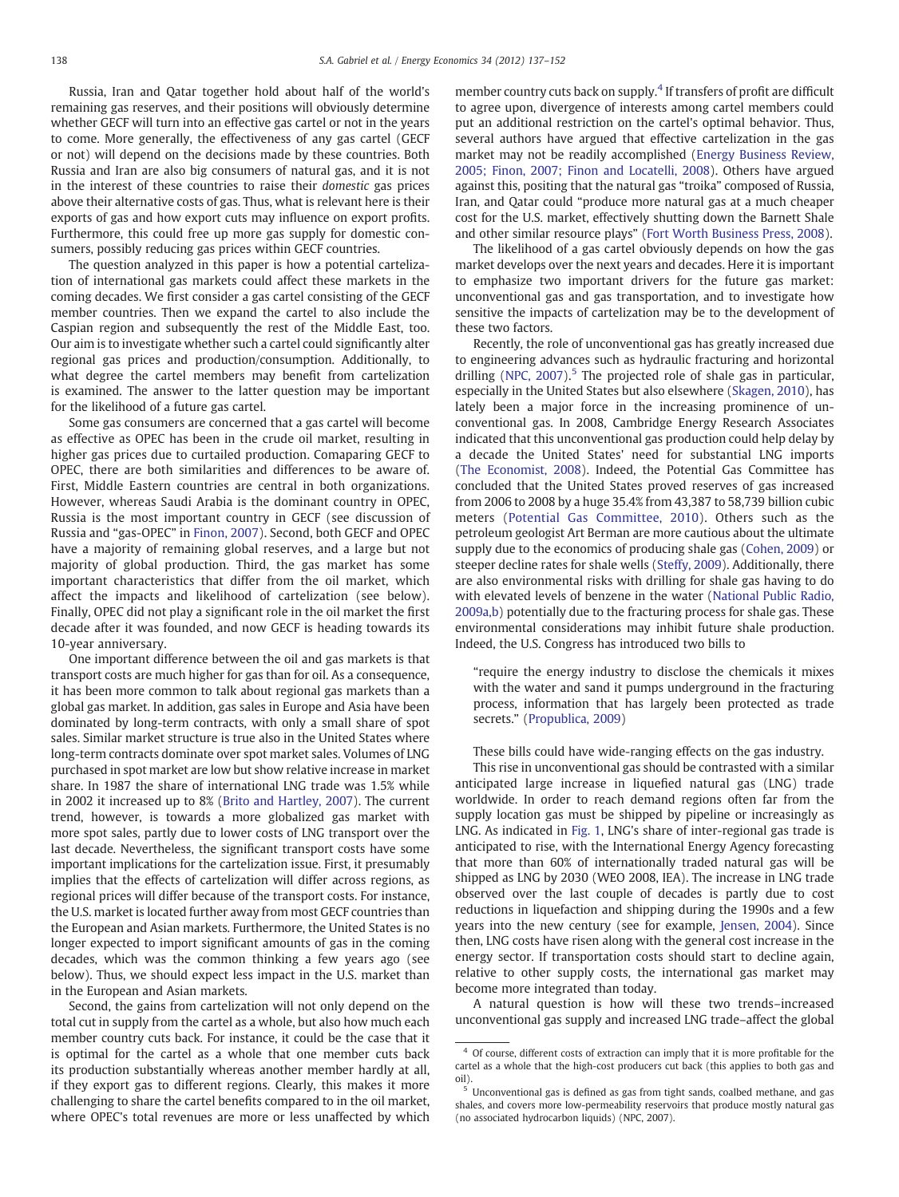Russia, Iran and Qatar together hold about half of the world's remaining gas reserves, and their positions will obviously determine whether GECF will turn into an effective gas cartel or not in the years to come. More generally, the effectiveness of any gas cartel (GECF or not) will depend on the decisions made by these countries. Both Russia and Iran are also big consumers of natural gas, and it is not in the interest of these countries to raise their *domestic* gas prices above their alternative costs of gas. Thus, what is relevant here is their exports of gas and how export cuts may influence on export profits. Furthermore, this could free up more gas supply for domestic consumers, possibly reducing gas prices within GECF countries.

The question analyzed in this paper is how a potential cartelization of international gas markets could affect these markets in the coming decades. We first consider a gas cartel consisting of the GECF member countries. Then we expand the cartel to also include the Caspian region and subsequently the rest of the Middle East, too. Our aim is to investigate whether such a cartel could significantly alter regional gas prices and production/consumption. Additionally, to what degree the cartel members may benefit from cartelization is examined. The answer to the latter question may be important for the likelihood of a future gas cartel.

Some gas consumers are concerned that a gas cartel will become as effective as OPEC has been in the crude oil market, resulting in higher gas prices due to curtailed production. Comaparing GECF to OPEC, there are both similarities and differences to be aware of. First, Middle Eastern countries are central in both organizations. However, whereas Saudi Arabia is the dominant country in OPEC, Russia is the most important country in GECF (see discussion of Russia and "gas-OPEC" in Finon, 2007). Second, both GECF and OPEC have a majority of remaining global reserves, and a large but not majority of global production. Third, the gas market has some important characteristics that differ from the oil market, which affect the impacts and likelihood of cartelization (see below). Finally, OPEC did not play a significant role in the oil market the first decade after it was founded, and now GECF is heading towards its 10-year anniversary.

One important difference between the oil and gas markets is that transport costs are much higher for gas than for oil. As a consequence, it has been more common to talk about regional gas markets than a global gas market. In addition, gas sales in Europe and Asia have been dominated by long-term contracts, with only a small share of spot sales. Similar market structure is true also in the United States where long-term contracts dominate over spot market sales. Volumes of LNG purchased in spot market are low but show relative increase in market share. In 1987 the share of international LNG trade was 1.5% while in 2002 it increased up to 8% (Brito and Hartley, 2007). The current trend, however, is towards a more globalized gas market with more spot sales, partly due to lower costs of LNG transport over the last decade. Nevertheless, the significant transport costs have some important implications for the cartelization issue. First, it presumably implies that the effects of cartelization will differ across regions, as regional prices will differ because of the transport costs. For instance, the U.S. market is located further away from most GECF countries than the European and Asian markets. Furthermore, the United States is no longer expected to import significant amounts of gas in the coming decades, which was the common thinking a few years ago (see below). Thus, we should expect less impact in the U.S. market than in the European and Asian markets.

Second, the gains from cartelization will not only depend on the total cut in supply from the cartel as a whole, but also how much each member country cuts back. For instance, it could be the case that it is optimal for the cartel as a whole that one member cuts back its production substantially whereas another member hardly at all, if they export gas to different regions. Clearly, this makes it more challenging to share the cartel benefits compared to in the oil market, where OPEC's total revenues are more or less unaffected by which member country cuts back on supply.[4] If transfers of profit are difficult to agree upon, divergence of interests among cartel members could put an additional restriction on the cartel's optimal behavior. Thus, several authors have argued that effective cartelization in the gas market may not be readily accomplished (Energy Business Review, 2005; Finon, 2007; Finon and Locatelli, 2008). Others have argued against this, positing that the natural gas "troika" composed of Russia, Iran, and Qatar could "produce more natural gas at a much cheaper cost for the U.S. market, effectively shutting down the Barnett Shale and other similar resource plays" (Fort Worth Business Press, 2008).

The likelihood of a gas cartel obviously depends on how the gas market develops over the next years and decades. Here it is important to emphasize two important drivers for the future gas market: unconventional gas and gas transportation, and to investigate how sensitive the impacts of cartelization may be to the development of these two factors.

Recently, the role of unconventional gas has greatly increased due to engineering advances such as hydraulic fracturing and horizontal drilling (NPC, 2007).[5] The projected role of shale gas in particular, especially in the United States but also elsewhere (Skagen, 2010), has lately been a major force in the increasing prominence of unconventional gas. In 2008, Cambridge Energy Research Associates indicated that this unconventional gas production could help delay by a decade the United States' need for substantial LNG imports (The Economist, 2008). Indeed, the Potential Gas Committee has concluded that the United States proved reserves of gas increased from 2006 to 2008 by a huge 35.4% from 43,387 to 58,739 billion cubic meters (Potential Gas Committee, 2010). Others such as the petroleum geologist Art Berman are more cautious about the ultimate supply due to the economics of producing shale gas (Cohen, 2009) or steeper decline rates for shale wells (Steffy, 2009). Additionally, there are also environmental risks with drilling for shale gas having to do with elevated levels of benzene in the water (National Public Radio, 2009a,b) potentially due to the fracturing process for shale gas. These environmental considerations may inhibit future shale production. Indeed, the U.S. Congress has introduced two bills to

> "require the energy industry to disclose the chemicals it mixes with the water and sand it pumps underground in the fracturing process, information that has largely been protected as trade secrets." (Propublica, 2009)

These bills could have wide-ranging effects on the gas industry.

This rise in unconventional gas should be contrasted with a similar anticipated large increase in liquefied natural gas (LNG) trade worldwide. In order to reach demand regions often far from the supply location gas must be shipped by pipeline or increasingly as LNG. As indicated in Fig. 1, LNG's share of inter-regional gas trade is anticipated to rise, with the International Energy Agency forecasting that more than 60% of internationally traded natural gas will be shipped as LNG by 2030 (WEO 2008, IEA). The increase in LNG trade observed over the last couple of decades is partly due to cost reductions in liquefaction and shipping during the 1990s and a few years into the new century (see for example, Jensen, 2004). Since then, LNG costs have risen along with the general cost increase in the energy sector. If transportation costs should start to decline again, relative to other supply costs, the international gas market may become more integrated than today.

A natural question is how will these two trends–increased unconventional gas supply and increased LNG trade–affect the global

[4] Of course, different costs of extraction can imply that it is more profitable for the cartel as a whole that the high-cost producers cut back (this applies to both gas and oil).

[5] Unconventional gas is defined as gas from tight sands, coalbed methane, and gas shales, and covers more low-permeability reservoirs that produce mostly natural gas (no associated hydrocarbon liquids) (NPC, 2007).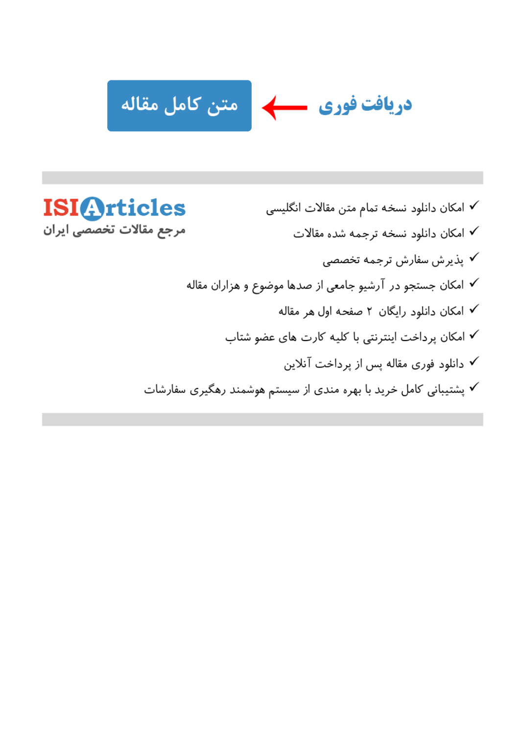دریافت فوری ← **متن کامل مقاله**

**ISIArticles**
مرجع مقالات تخصصی ایران

- ✓ امکان دانلود نسخه تمام متن مقالات انگلیسی
- ✓ امکان دانلود نسخه ترجمه شده مقالات
- ✓ پذیرش سفارش ترجمه تخصصی
- ✓ امکان جستجو در آرشیو جامعی از صدها موضوع و هزاران مقاله
- ✓ امکان دانلود رایگان ۲ صفحه اول هر مقاله
- ✓ امکان پرداخت اینترنتی با کلیه کارت های عضو شتاب
- ✓ دانلود فوری مقاله پس از پرداخت آنلاین
- ✓ پشتیبانی کامل خرید با بهره مندی از سیستم هوشمند رهگیری سفارشات